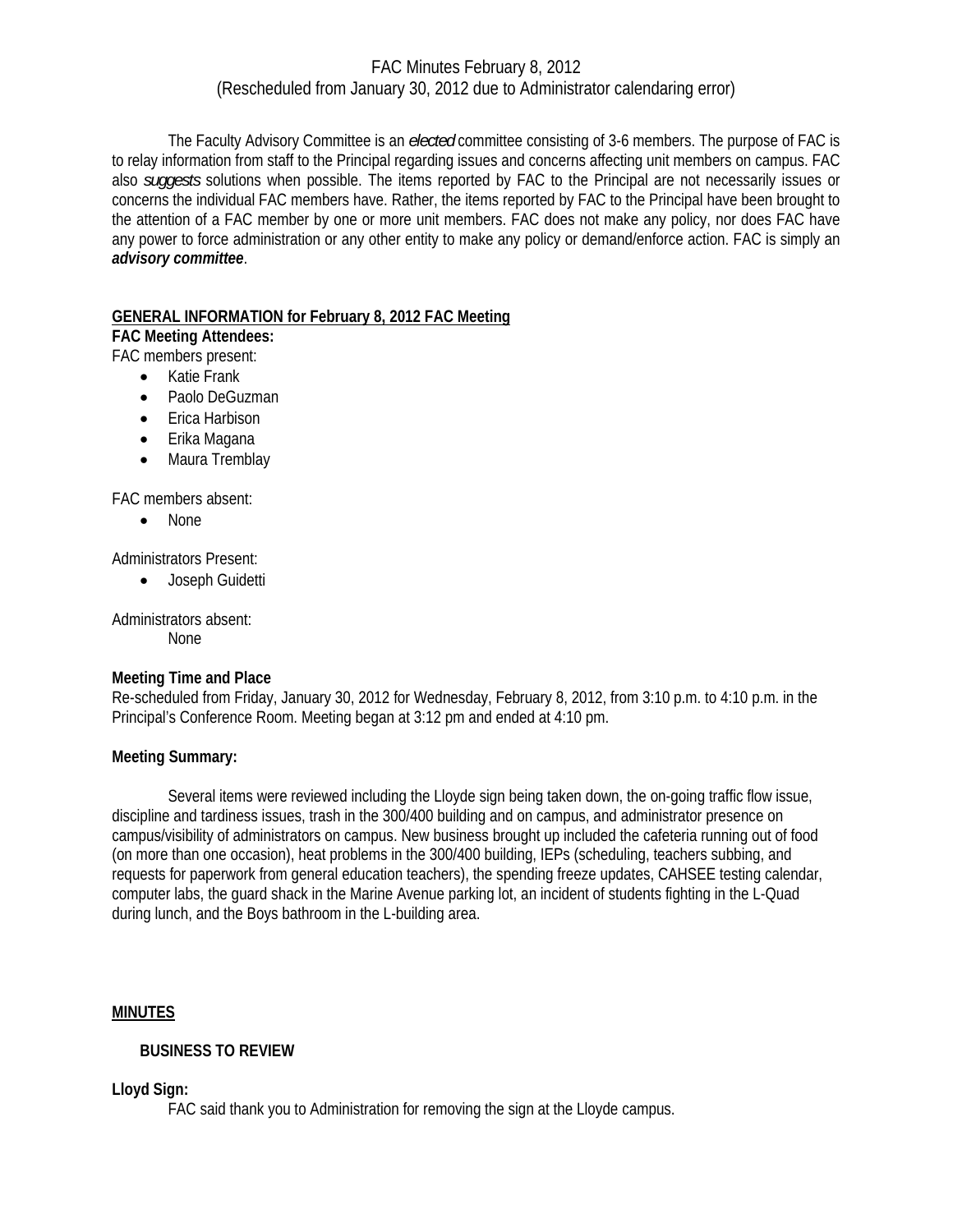# FAC Minutes February 8, 2012
(Rescheduled from January 30, 2012 due to Administrator calendaring error)

The Faculty Advisory Committee is an *elected* committee consisting of 3-6 members. The purpose of FAC is to relay information from staff to the Principal regarding issues and concerns affecting unit members on campus. FAC also *suggests* solutions when possible. The items reported by FAC to the Principal are not necessarily issues or concerns the individual FAC members have. Rather, the items reported by FAC to the Principal have been brought to the attention of a FAC member by one or more unit members. FAC does not make any policy, nor does FAC have any power to force administration or any other entity to make any policy or demand/enforce action. FAC is simply an ***advisory committee***.

## GENERAL INFORMATION for February 8, 2012 FAC Meeting

**FAC Meeting Attendees:**

FAC members present:

- Katie Frank
- Paolo DeGuzman
- Erica Harbison
- Erika Magana
- Maura Tremblay

FAC members absent:

- None

Administrators Present:

- Joseph Guidetti

Administrators absent:

None

**Meeting Time and Place**

Re-scheduled from Friday, January 30, 2012 for Wednesday, February 8, 2012, from 3:10 p.m. to 4:10 p.m. in the Principal's Conference Room. Meeting began at 3:12 pm and ended at 4:10 pm.

**Meeting Summary:**

Several items were reviewed including the Lloyde sign being taken down, the on-going traffic flow issue, discipline and tardiness issues, trash in the 300/400 building and on campus, and administrator presence on campus/visibility of administrators on campus. New business brought up included the cafeteria running out of food (on more than one occasion), heat problems in the 300/400 building, IEPs (scheduling, teachers subbing, and requests for paperwork from general education teachers), the spending freeze updates, CAHSEE testing calendar, computer labs, the guard shack in the Marine Avenue parking lot, an incident of students fighting in the L-Quad during lunch, and the Boys bathroom in the L-building area.

## MINUTES

### BUSINESS TO REVIEW

**Lloyd Sign:**

FAC said thank you to Administration for removing the sign at the Lloyde campus.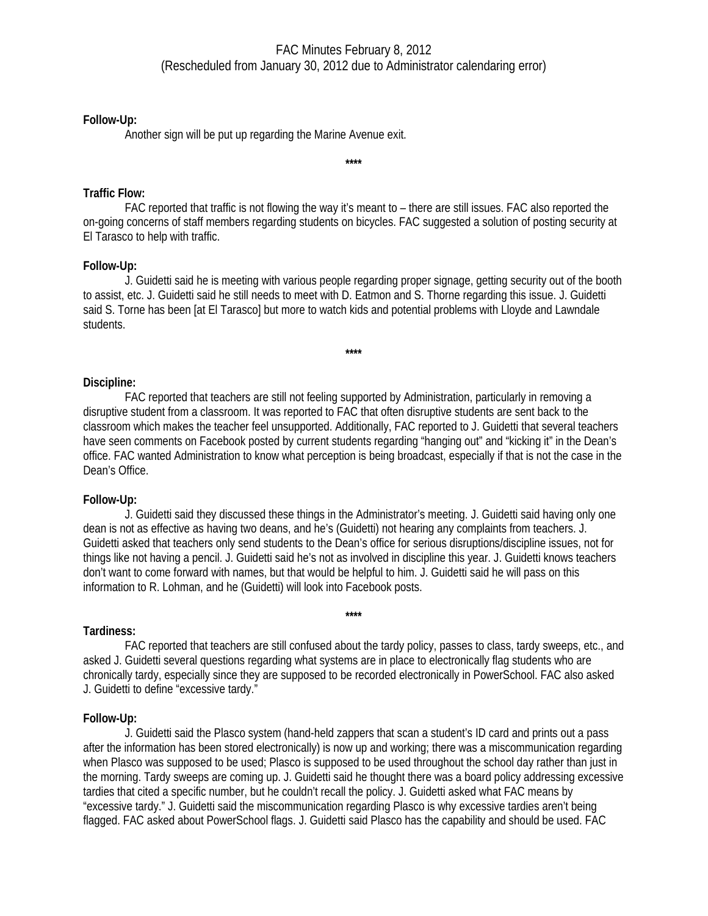FAC Minutes February 8, 2012
(Rescheduled from January 30, 2012 due to Administrator calendaring error)

**Follow-Up:**

Another sign will be put up regarding the Marine Avenue exit.

****

**Traffic Flow:**

FAC reported that traffic is not flowing the way it's meant to – there are still issues. FAC also reported the on-going concerns of staff members regarding students on bicycles. FAC suggested a solution of posting security at El Tarasco to help with traffic.

**Follow-Up:**

J. Guidetti said he is meeting with various people regarding proper signage, getting security out of the booth to assist, etc. J. Guidetti said he still needs to meet with D. Eatmon and S. Thorne regarding this issue. J. Guidetti said S. Torne has been [at El Tarasco] but more to watch kids and potential problems with Lloyde and Lawndale students.

****

**Discipline:**

FAC reported that teachers are still not feeling supported by Administration, particularly in removing a disruptive student from a classroom. It was reported to FAC that often disruptive students are sent back to the classroom which makes the teacher feel unsupported. Additionally, FAC reported to J. Guidetti that several teachers have seen comments on Facebook posted by current students regarding "hanging out" and "kicking it" in the Dean's office. FAC wanted Administration to know what perception is being broadcast, especially if that is not the case in the Dean's Office.

**Follow-Up:**

J. Guidetti said they discussed these things in the Administrator's meeting. J. Guidetti said having only one dean is not as effective as having two deans, and he's (Guidetti) not hearing any complaints from teachers. J. Guidetti asked that teachers only send students to the Dean's office for serious disruptions/discipline issues, not for things like not having a pencil. J. Guidetti said he's not as involved in discipline this year. J. Guidetti knows teachers don't want to come forward with names, but that would be helpful to him. J. Guidetti said he will pass on this information to R. Lohman, and he (Guidetti) will look into Facebook posts.

****

**Tardiness:**

FAC reported that teachers are still confused about the tardy policy, passes to class, tardy sweeps, etc., and asked J. Guidetti several questions regarding what systems are in place to electronically flag students who are chronically tardy, especially since they are supposed to be recorded electronically in PowerSchool. FAC also asked J. Guidetti to define "excessive tardy."

**Follow-Up:**

J. Guidetti said the Plasco system (hand-held zappers that scan a student's ID card and prints out a pass after the information has been stored electronically) is now up and working; there was a miscommunication regarding when Plasco was supposed to be used; Plasco is supposed to be used throughout the school day rather than just in the morning. Tardy sweeps are coming up. J. Guidetti said he thought there was a board policy addressing excessive tardies that cited a specific number, but he couldn't recall the policy. J. Guidetti asked what FAC means by "excessive tardy." J. Guidetti said the miscommunication regarding Plasco is why excessive tardies aren't being flagged. FAC asked about PowerSchool flags. J. Guidetti said Plasco has the capability and should be used. FAC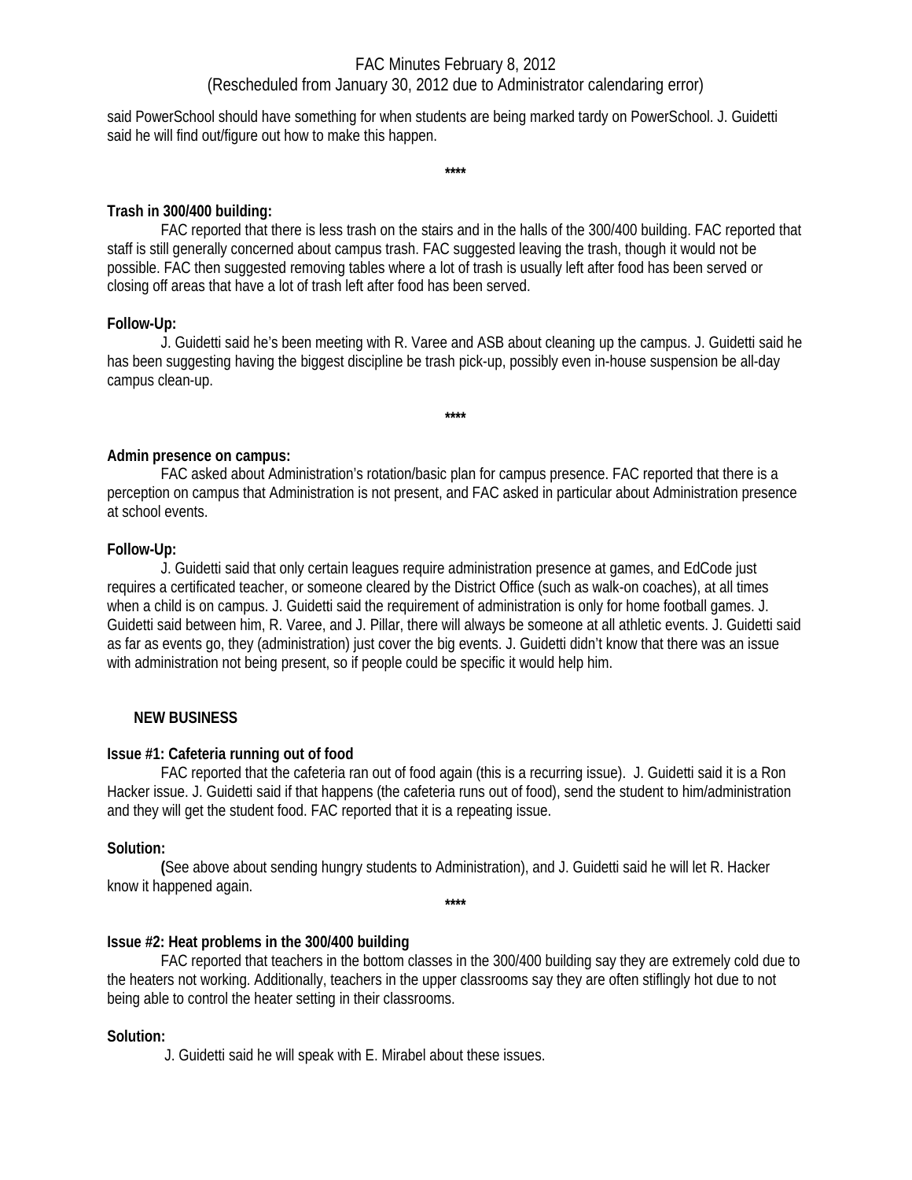said PowerSchool should have something for when students are being marked tardy on PowerSchool. J. Guidetti said he will find out/figure out how to make this happen.

****

**Trash in 300/400 building:**

FAC reported that there is less trash on the stairs and in the halls of the 300/400 building. FAC reported that staff is still generally concerned about campus trash. FAC suggested leaving the trash, though it would not be possible. FAC then suggested removing tables where a lot of trash is usually left after food has been served or closing off areas that have a lot of trash left after food has been served.

**Follow-Up:**

J. Guidetti said he's been meeting with R. Varee and ASB about cleaning up the campus. J. Guidetti said he has been suggesting having the biggest discipline be trash pick-up, possibly even in-house suspension be all-day campus clean-up.

****

**Admin presence on campus:**

FAC asked about Administration's rotation/basic plan for campus presence. FAC reported that there is a perception on campus that Administration is not present, and FAC asked in particular about Administration presence at school events.

**Follow-Up:**

J. Guidetti said that only certain leagues require administration presence at games, and EdCode just requires a certificated teacher, or someone cleared by the District Office (such as walk-on coaches), at all times when a child is on campus. J. Guidetti said the requirement of administration is only for home football games. J. Guidetti said between him, R. Varee, and J. Pillar, there will always be someone at all athletic events. J. Guidetti said as far as events go, they (administration) just cover the big events. J. Guidetti didn't know that there was an issue with administration not being present, so if people could be specific it would help him.

## NEW BUSINESS

**Issue #1: Cafeteria running out of food**

FAC reported that the cafeteria ran out of food again (this is a recurring issue). J. Guidetti said it is a Ron Hacker issue. J. Guidetti said if that happens (the cafeteria runs out of food), send the student to him/administration and they will get the student food. FAC reported that it is a repeating issue.

**Solution:**

**(**See above about sending hungry students to Administration), and J. Guidetti said he will let R. Hacker know it happened again.

****

**Issue #2: Heat problems in the 300/400 building**

FAC reported that teachers in the bottom classes in the 300/400 building say they are extremely cold due to the heaters not working. Additionally, teachers in the upper classrooms say they are often stiflingly hot due to not being able to control the heater setting in their classrooms.

**Solution:**

J. Guidetti said he will speak with E. Mirabel about these issues.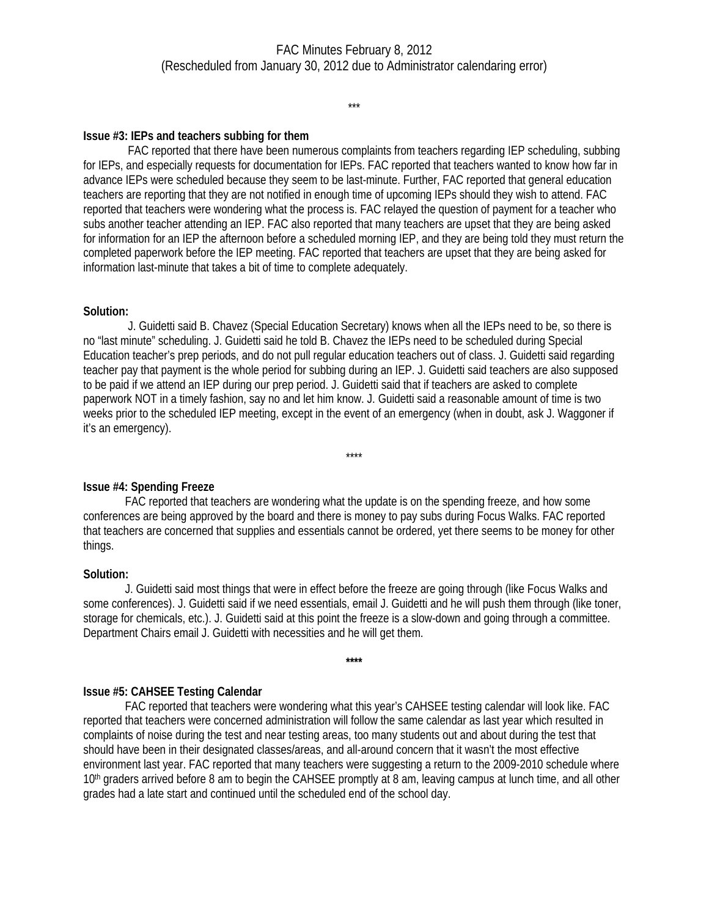FAC Minutes February 8, 2012
(Rescheduled from January 30, 2012 due to Administrator calendaring error)

\*\*\*

**Issue #3: IEPs and teachers subbing for them**

FAC reported that there have been numerous complaints from teachers regarding IEP scheduling, subbing for IEPs, and especially requests for documentation for IEPs. FAC reported that teachers wanted to know how far in advance IEPs were scheduled because they seem to be last-minute. Further, FAC reported that general education teachers are reporting that they are not notified in enough time of upcoming IEPs should they wish to attend. FAC reported that teachers were wondering what the process is. FAC relayed the question of payment for a teacher who subs another teacher attending an IEP. FAC also reported that many teachers are upset that they are being asked for information for an IEP the afternoon before a scheduled morning IEP, and they are being told they must return the completed paperwork before the IEP meeting. FAC reported that teachers are upset that they are being asked for information last-minute that takes a bit of time to complete adequately.

**Solution:**

J. Guidetti said B. Chavez (Special Education Secretary) knows when all the IEPs need to be, so there is no "last minute" scheduling. J. Guidetti said he told B. Chavez the IEPs need to be scheduled during Special Education teacher's prep periods, and do not pull regular education teachers out of class. J. Guidetti said regarding teacher pay that payment is the whole period for subbing during an IEP. J. Guidetti said teachers are also supposed to be paid if we attend an IEP during our prep period. J. Guidetti said that if teachers are asked to complete paperwork NOT in a timely fashion, say no and let him know. J. Guidetti said a reasonable amount of time is two weeks prior to the scheduled IEP meeting, except in the event of an emergency (when in doubt, ask J. Waggoner if it's an emergency).

\*\*\*\*

**Issue #4: Spending Freeze**

FAC reported that teachers are wondering what the update is on the spending freeze, and how some conferences are being approved by the board and there is money to pay subs during Focus Walks. FAC reported that teachers are concerned that supplies and essentials cannot be ordered, yet there seems to be money for other things.

**Solution:**

J. Guidetti said most things that were in effect before the freeze are going through (like Focus Walks and some conferences). J. Guidetti said if we need essentials, email J. Guidetti and he will push them through (like toner, storage for chemicals, etc.). J. Guidetti said at this point the freeze is a slow-down and going through a committee. Department Chairs email J. Guidetti with necessities and he will get them.

**\*\*\*\***

**Issue #5: CAHSEE Testing Calendar**

FAC reported that teachers were wondering what this year's CAHSEE testing calendar will look like. FAC reported that teachers were concerned administration will follow the same calendar as last year which resulted in complaints of noise during the test and near testing areas, too many students out and about during the test that should have been in their designated classes/areas, and all-around concern that it wasn't the most effective environment last year. FAC reported that many teachers were suggesting a return to the 2009-2010 schedule where 10th graders arrived before 8 am to begin the CAHSEE promptly at 8 am, leaving campus at lunch time, and all other grades had a late start and continued until the scheduled end of the school day.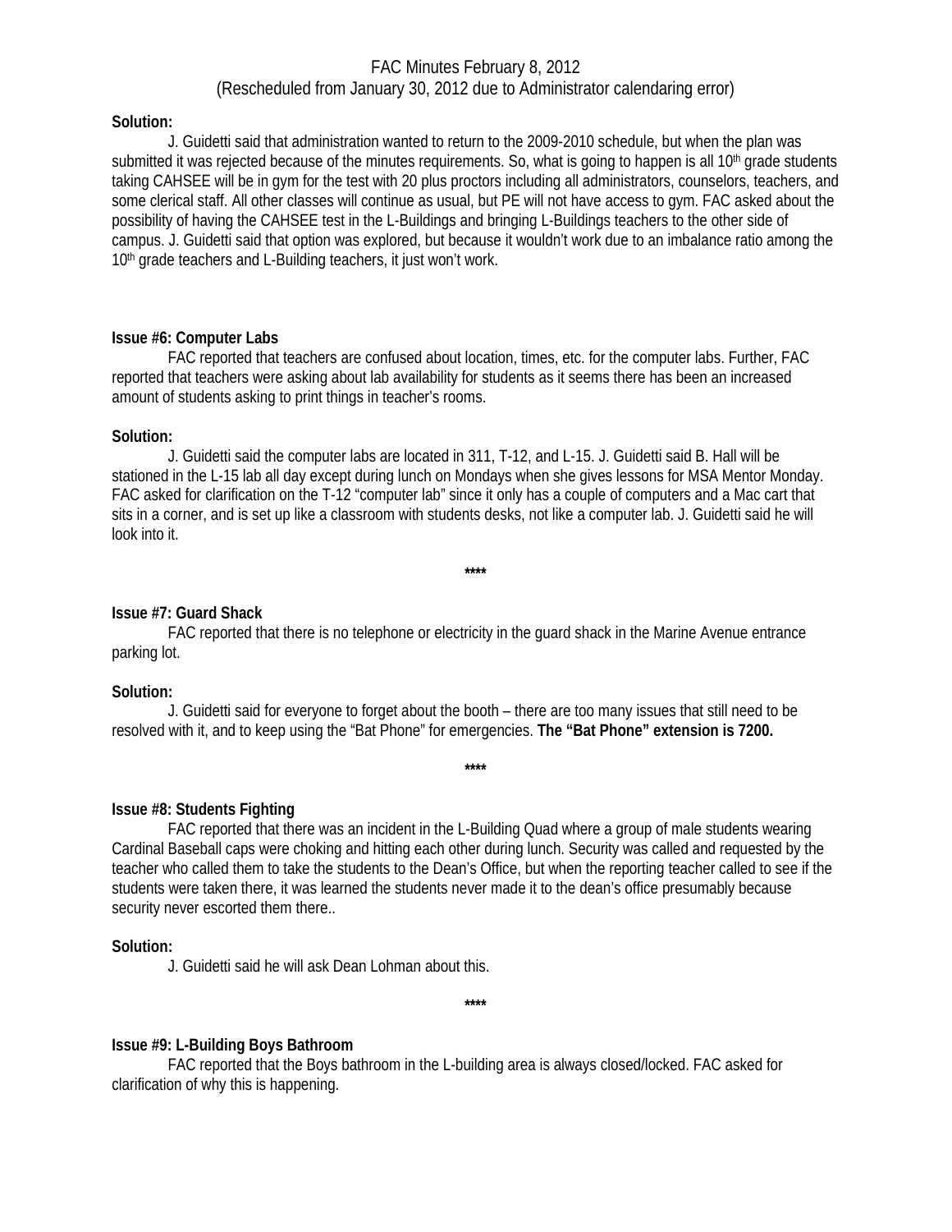FAC Minutes February 8, 2012
(Rescheduled from January 30, 2012 due to Administrator calendaring error)

**Solution:**

J. Guidetti said that administration wanted to return to the 2009-2010 schedule, but when the plan was submitted it was rejected because of the minutes requirements. So, what is going to happen is all 10th grade students taking CAHSEE will be in gym for the test with 20 plus proctors including all administrators, counselors, teachers, and some clerical staff. All other classes will continue as usual, but PE will not have access to gym. FAC asked about the possibility of having the CAHSEE test in the L-Buildings and bringing L-Buildings teachers to the other side of campus. J. Guidetti said that option was explored, but because it wouldn't work due to an imbalance ratio among the 10th grade teachers and L-Building teachers, it just won't work.

**Issue #6: Computer Labs**

FAC reported that teachers are confused about location, times, etc. for the computer labs. Further, FAC reported that teachers were asking about lab availability for students as it seems there has been an increased amount of students asking to print things in teacher's rooms.

**Solution:**

J. Guidetti said the computer labs are located in 311, T-12, and L-15. J. Guidetti said B. Hall will be stationed in the L-15 lab all day except during lunch on Mondays when she gives lessons for MSA Mentor Monday. FAC asked for clarification on the T-12 "computer lab" since it only has a couple of computers and a Mac cart that sits in a corner, and is set up like a classroom with students desks, not like a computer lab. J. Guidetti said he will look into it.

****

**Issue #7: Guard Shack**

FAC reported that there is no telephone or electricity in the guard shack in the Marine Avenue entrance parking lot.

**Solution:**

J. Guidetti said for everyone to forget about the booth – there are too many issues that still need to be resolved with it, and to keep using the "Bat Phone" for emergencies. **The "Bat Phone" extension is 7200.**

****

**Issue #8: Students Fighting**

FAC reported that there was an incident in the L-Building Quad where a group of male students wearing Cardinal Baseball caps were choking and hitting each other during lunch. Security was called and requested by the teacher who called them to take the students to the Dean's Office, but when the reporting teacher called to see if the students were taken there, it was learned the students never made it to the dean's office presumably because security never escorted them there..

**Solution:**

J. Guidetti said he will ask Dean Lohman about this.

****

**Issue #9: L-Building Boys Bathroom**

FAC reported that the Boys bathroom in the L-building area is always closed/locked. FAC asked for clarification of why this is happening.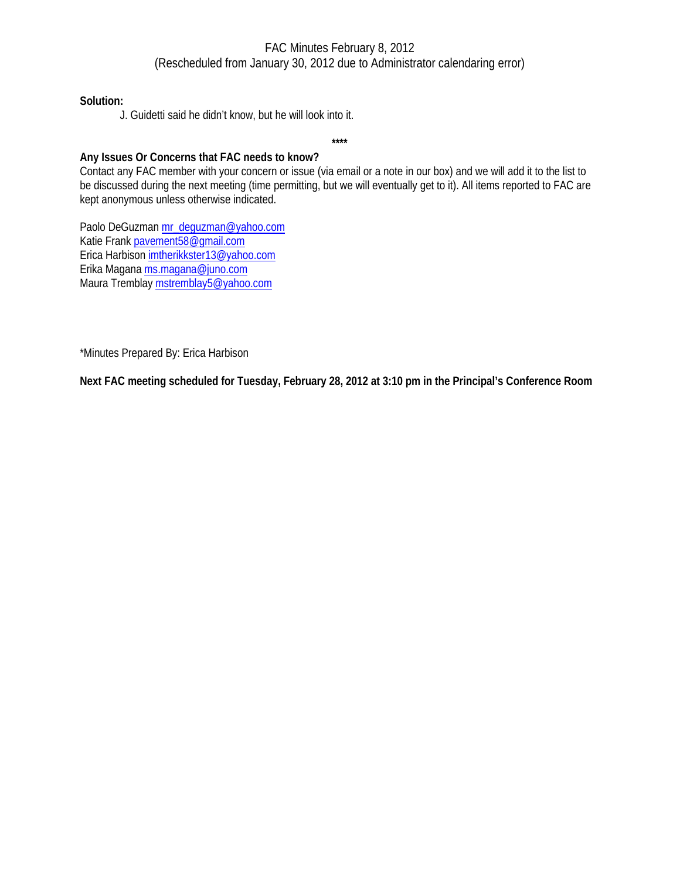FAC Minutes February 8, 2012
(Rescheduled from January 30, 2012 due to Administrator calendaring error)

**Solution:**

J. Guidetti said he didn't know, but he will look into it.

****

**Any Issues Or Concerns that FAC needs to know?**

Contact any FAC member with your concern or issue (via email or a note in our box) and we will add it to the list to be discussed during the next meeting (time permitting, but we will eventually get to it). All items reported to FAC are kept anonymous unless otherwise indicated.

Paolo DeGuzman mr_deguzman@yahoo.com
Katie Frank pavement58@gmail.com
Erica Harbison imtherikkster13@yahoo.com
Erika Magana ms.magana@juno.com
Maura Tremblay mstremblay5@yahoo.com

*Minutes Prepared By: Erica Harbison

**Next FAC meeting scheduled for Tuesday, February 28, 2012 at 3:10 pm in the Principal's Conference Room**